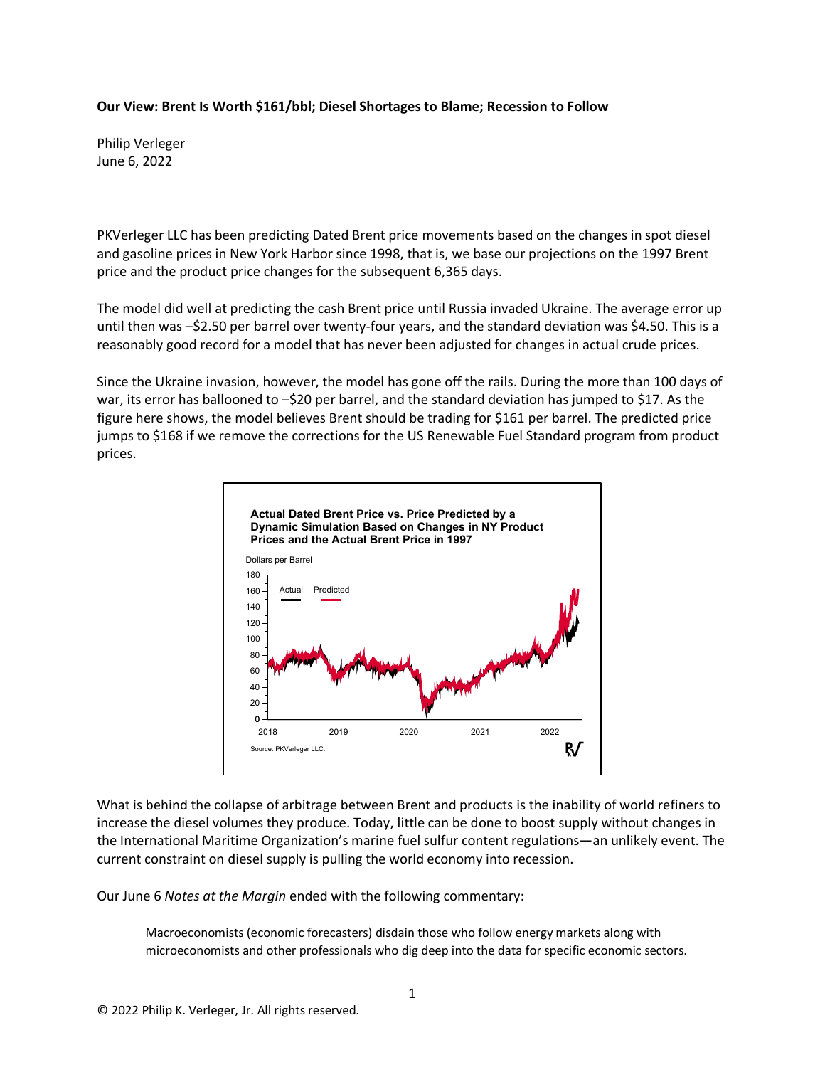**Our View: Brent Is Worth $161/bbl; Diesel Shortages to Blame; Recession to Follow**

Philip Verleger
June 6, 2022

PKVerleger LLC has been predicting Dated Brent price movements based on the changes in spot diesel and gasoline prices in New York Harbor since 1998, that is, we base our projections on the 1997 Brent price and the product price changes for the subsequent 6,365 days.

The model did well at predicting the cash Brent price until Russia invaded Ukraine. The average error up until then was –$2.50 per barrel over twenty-four years, and the standard deviation was $4.50. This is a reasonably good record for a model that has never been adjusted for changes in actual crude prices.

Since the Ukraine invasion, however, the model has gone off the rails. During the more than 100 days of war, its error has ballooned to –$20 per barrel, and the standard deviation has jumped to $17. As the figure here shows, the model believes Brent should be trading for $161 per barrel. The predicted price jumps to $168 if we remove the corrections for the US Renewable Fuel Standard program from product prices.

**Actual Dated Brent Price vs. Price Predicted by a Dynamic Simulation Based on Changes in NY Product Prices and the Actual Brent Price in 1997**

Source: PKVerleger LLC.

What is behind the collapse of arbitrage between Brent and products is the inability of world refiners to increase the diesel volumes they produce. Today, little can be done to boost supply without changes in the International Maritime Organization's marine fuel sulfur content regulations—an unlikely event. The current constraint on diesel supply is pulling the world economy into recession.

Our June 6 *Notes at the Margin* ended with the following commentary:

> Macroeconomists (economic forecasters) disdain those who follow energy markets along with microeconomists and other professionals who dig deep into the data for specific economic sectors.

© 2022 Philip K. Verleger, Jr. All rights reserved.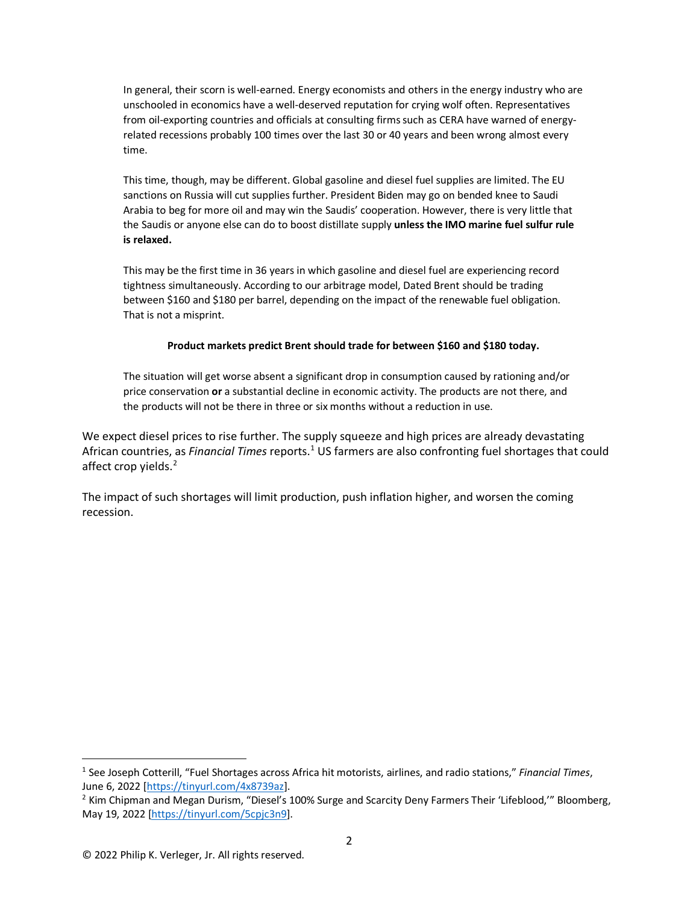> In general, their scorn is well-earned. Energy economists and others in the energy industry who are unschooled in economics have a well-deserved reputation for crying wolf often. Representatives from oil-exporting countries and officials at consulting firms such as CERA have warned of energy-related recessions probably 100 times over the last 30 or 40 years and been wrong almost every time.
>
> This time, though, may be different. Global gasoline and diesel fuel supplies are limited. The EU sanctions on Russia will cut supplies further. President Biden may go on bended knee to Saudi Arabia to beg for more oil and may win the Saudis' cooperation. However, there is very little that the Saudis or anyone else can do to boost distillate supply **unless the IMO marine fuel sulfur rule is relaxed.**
>
> This may be the first time in 36 years in which gasoline and diesel fuel are experiencing record tightness simultaneously. According to our arbitrage model, Dated Brent should be trading between $160 and $180 per barrel, depending on the impact of the renewable fuel obligation. That is not a misprint.
>
> **Product markets predict Brent should trade for between $160 and $180 today.**
>
> The situation will get worse absent a significant drop in consumption caused by rationing and/or price conservation **or** a substantial decline in economic activity. The products are not there, and the products will not be there in three or six months without a reduction in use.

We expect diesel prices to rise further. The supply squeeze and high prices are already devastating African countries, as *Financial Times* reports.[1] US farmers are also confronting fuel shortages that could affect crop yields.[2]

The impact of such shortages will limit production, push inflation higher, and worsen the coming recession.

---

[1] See Joseph Cotterill, "Fuel Shortages across Africa hit motorists, airlines, and radio stations," *Financial Times*, June 6, 2022 [https://tinyurl.com/4x8739az].

[2] Kim Chipman and Megan Durism, "Diesel's 100% Surge and Scarcity Deny Farmers Their 'Lifeblood,'" Bloomberg, May 19, 2022 [https://tinyurl.com/5cpjc3n9].

© 2022 Philip K. Verleger, Jr. All rights reserved.